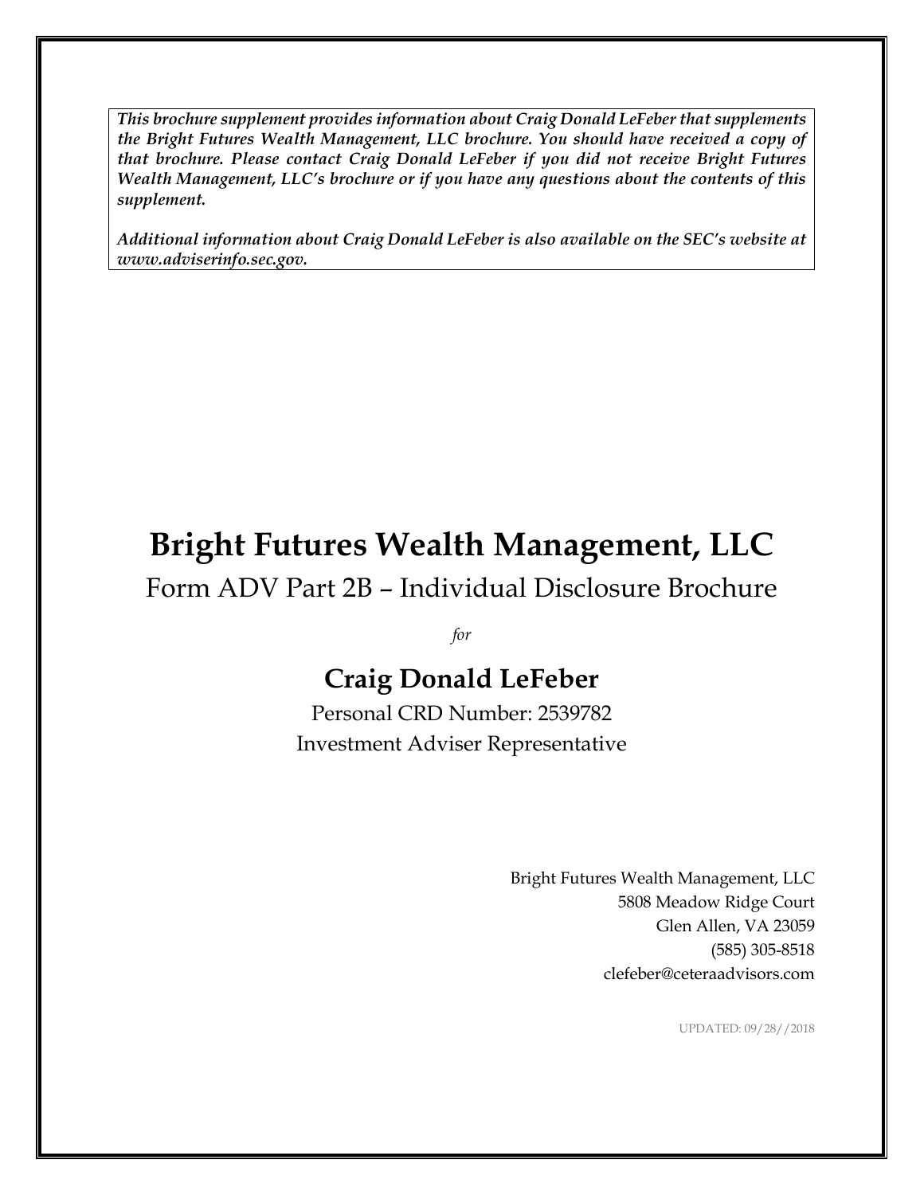***This brochure supplement provides information about Craig Donald LeFeber that supplements the Bright Futures Wealth Management, LLC brochure. You should have received a copy of that brochure. Please contact Craig Donald LeFeber if you did not receive Bright Futures Wealth Management, LLC's brochure or if you have any questions about the contents of this supplement.***

***Additional information about Craig Donald LeFeber is also available on the SEC's website at www.adviserinfo.sec.gov.***

# Bright Futures Wealth Management, LLC

Form ADV Part 2B – Individual Disclosure Brochure

*for*

## Craig Donald LeFeber

Personal CRD Number: 2539782

Investment Adviser Representative

Bright Futures Wealth Management, LLC
5808 Meadow Ridge Court
Glen Allen, VA 23059
(585) 305-8518
clefeber@ceteraadvisors.com

UPDATED: 09/28//2018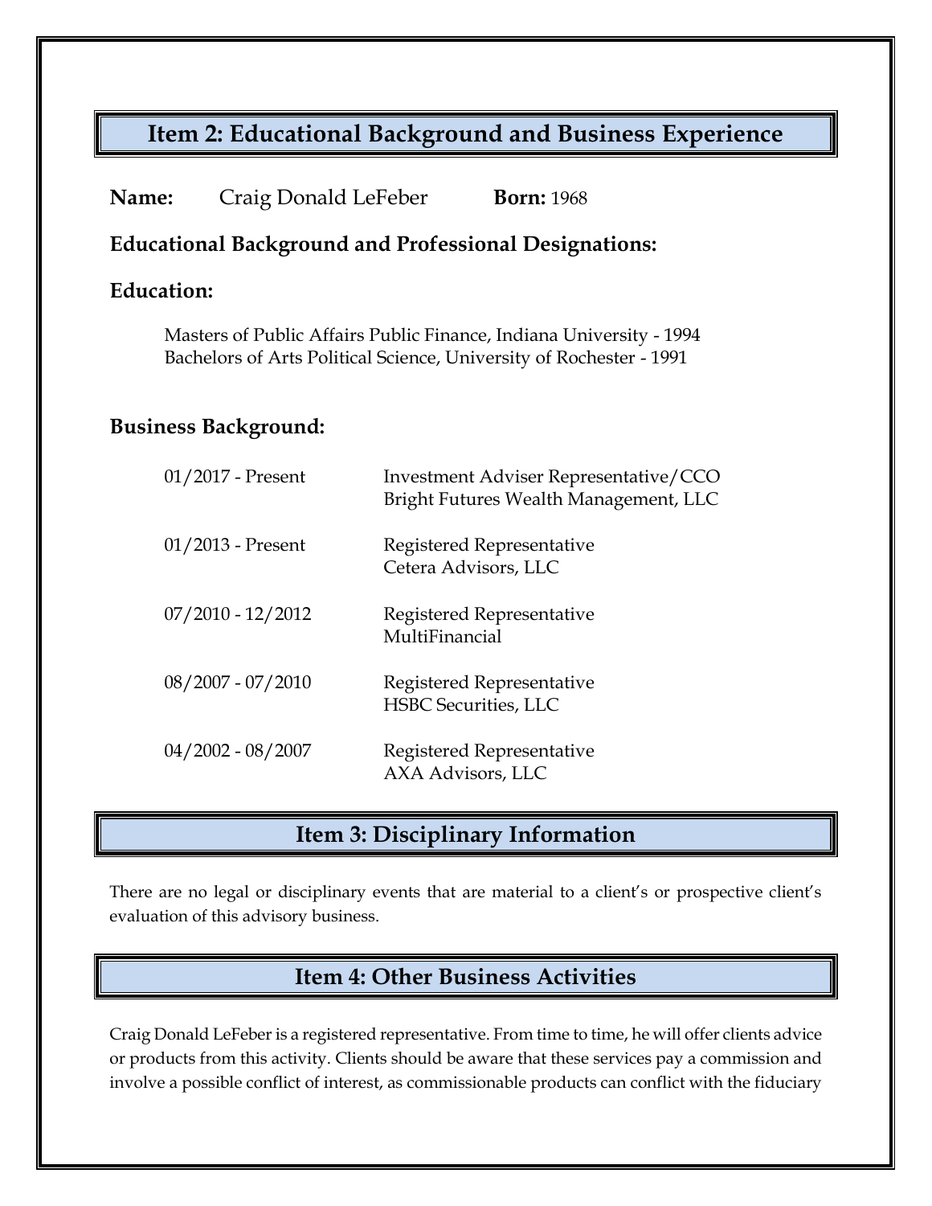## Item 2: Educational Background and Business Experience

**Name:** Craig Donald LeFeber **Born:** 1968

### Educational Background and Professional Designations:

**Education:**

Masters of Public Affairs Public Finance, Indiana University - 1994
Bachelors of Arts Political Science, University of Rochester - 1991

**Business Background:**

| | |
|---|---|
| 01/2017 - Present | Investment Adviser Representative/CCO<br>Bright Futures Wealth Management, LLC |
| 01/2013 - Present | Registered Representative<br>Cetera Advisors, LLC |
| 07/2010 - 12/2012 | Registered Representative<br>MultiFinancial |
| 08/2007 - 07/2010 | Registered Representative<br>HSBC Securities, LLC |
| 04/2002 - 08/2007 | Registered Representative<br>AXA Advisors, LLC |

## Item 3: Disciplinary Information

There are no legal or disciplinary events that are material to a client's or prospective client's evaluation of this advisory business.

## Item 4: Other Business Activities

Craig Donald LeFeber is a registered representative. From time to time, he will offer clients advice or products from this activity. Clients should be aware that these services pay a commission and involve a possible conflict of interest, as commissionable products can conflict with the fiduciary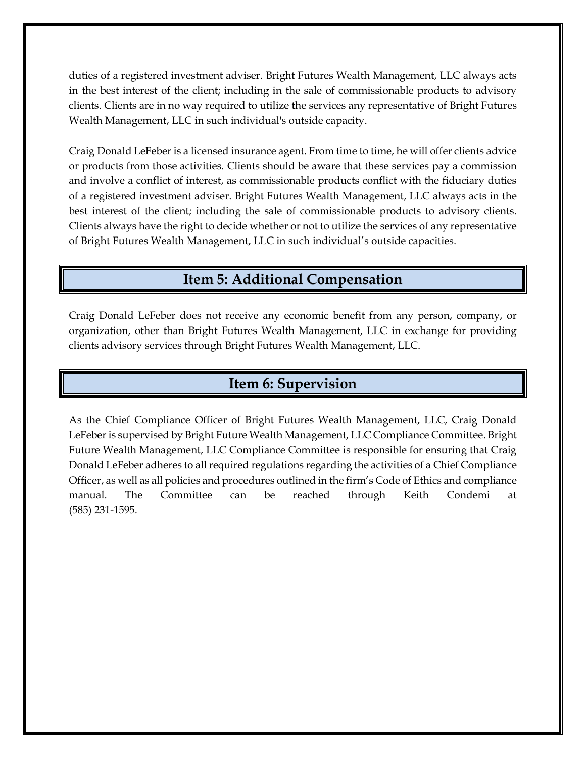duties of a registered investment adviser. Bright Futures Wealth Management, LLC always acts in the best interest of the client; including in the sale of commissionable products to advisory clients. Clients are in no way required to utilize the services any representative of Bright Futures Wealth Management, LLC in such individual's outside capacity.

Craig Donald LeFeber is a licensed insurance agent. From time to time, he will offer clients advice or products from those activities. Clients should be aware that these services pay a commission and involve a conflict of interest, as commissionable products conflict with the fiduciary duties of a registered investment adviser. Bright Futures Wealth Management, LLC always acts in the best interest of the client; including the sale of commissionable products to advisory clients. Clients always have the right to decide whether or not to utilize the services of any representative of Bright Futures Wealth Management, LLC in such individual's outside capacities.

## Item 5: Additional Compensation

Craig Donald LeFeber does not receive any economic benefit from any person, company, or organization, other than Bright Futures Wealth Management, LLC in exchange for providing clients advisory services through Bright Futures Wealth Management, LLC.

## Item 6: Supervision

As the Chief Compliance Officer of Bright Futures Wealth Management, LLC, Craig Donald LeFeber is supervised by Bright Future Wealth Management, LLC Compliance Committee. Bright Future Wealth Management, LLC Compliance Committee is responsible for ensuring that Craig Donald LeFeber adheres to all required regulations regarding the activities of a Chief Compliance Officer, as well as all policies and procedures outlined in the firm's Code of Ethics and compliance manual. The Committee can be reached through Keith Condemi at (585) 231-1595.